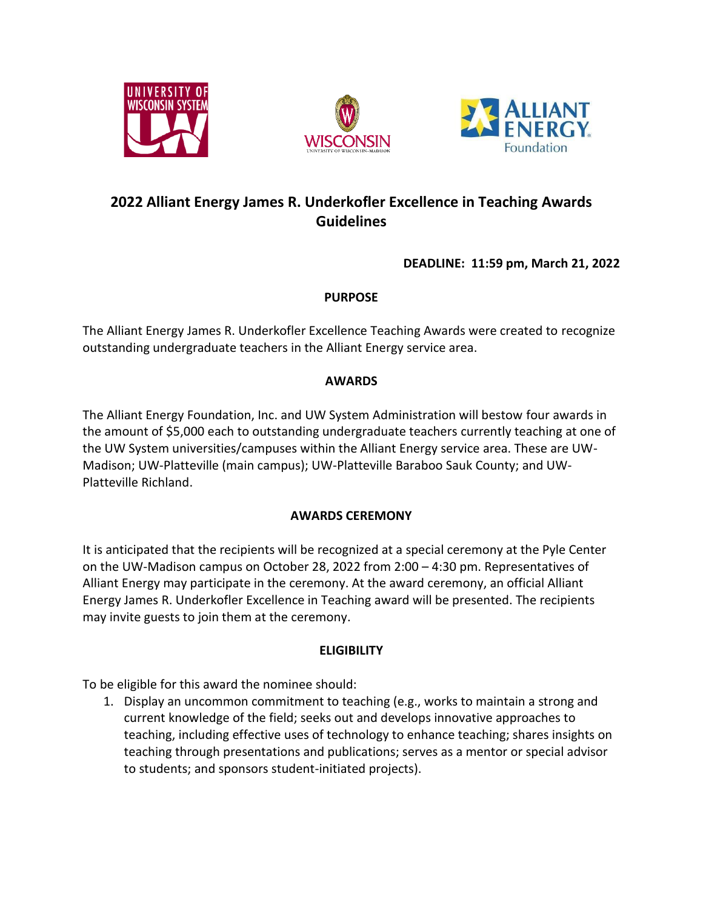# 2022 Alliant Energy James R. Underkofler Excellence in Teaching Awards Guidelines

**DEADLINE: 11:59 pm, March 21, 2022**

## PURPOSE

The Alliant Energy James R. Underkofler Excellence Teaching Awards were created to recognize outstanding undergraduate teachers in the Alliant Energy service area.

## AWARDS

The Alliant Energy Foundation, Inc. and UW System Administration will bestow four awards in the amount of $5,000 each to outstanding undergraduate teachers currently teaching at one of the UW System universities/campuses within the Alliant Energy service area. These are UW-Madison; UW-Platteville (main campus); UW-Platteville Baraboo Sauk County; and UW-Platteville Richland.

## AWARDS CEREMONY

It is anticipated that the recipients will be recognized at a special ceremony at the Pyle Center on the UW-Madison campus on October 28, 2022 from 2:00 – 4:30 pm. Representatives of Alliant Energy may participate in the ceremony. At the award ceremony, an official Alliant Energy James R. Underkofler Excellence in Teaching award will be presented. The recipients may invite guests to join them at the ceremony.

## ELIGIBILITY

To be eligible for this award the nominee should:

1. Display an uncommon commitment to teaching (e.g., works to maintain a strong and current knowledge of the field; seeks out and develops innovative approaches to teaching, including effective uses of technology to enhance teaching; shares insights on teaching through presentations and publications; serves as a mentor or special advisor to students; and sponsors student-initiated projects).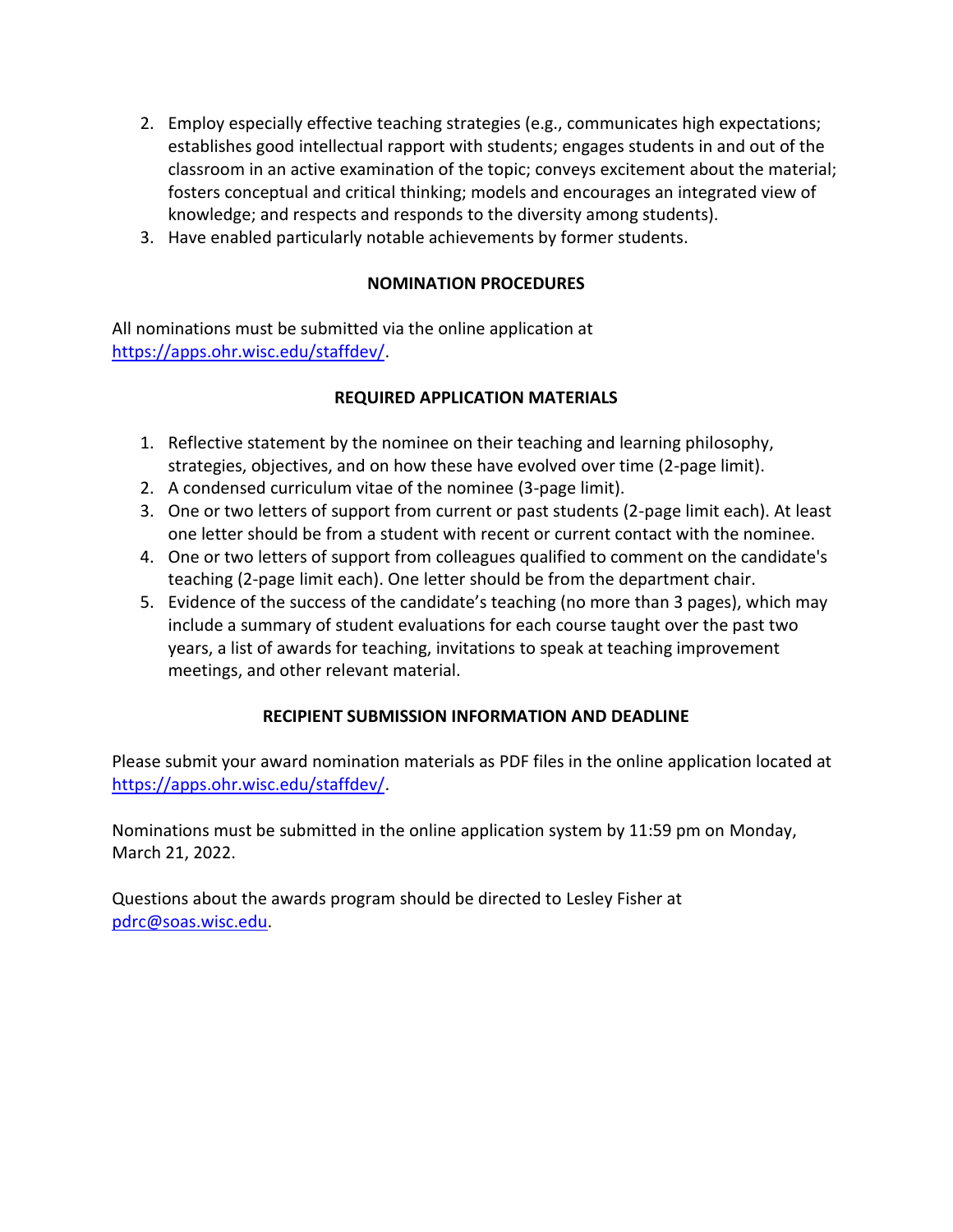2. Employ especially effective teaching strategies (e.g., communicates high expectations; establishes good intellectual rapport with students; engages students in and out of the classroom in an active examination of the topic; conveys excitement about the material; fosters conceptual and critical thinking; models and encourages an integrated view of knowledge; and respects and responds to the diversity among students).
3. Have enabled particularly notable achievements by former students.

## NOMINATION PROCEDURES

All nominations must be submitted via the online application at [https://apps.ohr.wisc.edu/staffdev/](https://apps.ohr.wisc.edu/staffdev/).

## REQUIRED APPLICATION MATERIALS

1. Reflective statement by the nominee on their teaching and learning philosophy, strategies, objectives, and on how these have evolved over time (2-page limit).
2. A condensed curriculum vitae of the nominee (3-page limit).
3. One or two letters of support from current or past students (2-page limit each). At least one letter should be from a student with recent or current contact with the nominee.
4. One or two letters of support from colleagues qualified to comment on the candidate's teaching (2-page limit each). One letter should be from the department chair.
5. Evidence of the success of the candidate's teaching (no more than 3 pages), which may include a summary of student evaluations for each course taught over the past two years, a list of awards for teaching, invitations to speak at teaching improvement meetings, and other relevant material.

## RECIPIENT SUBMISSION INFORMATION AND DEADLINE

Please submit your award nomination materials as PDF files in the online application located at [https://apps.ohr.wisc.edu/staffdev/](https://apps.ohr.wisc.edu/staffdev/).

Nominations must be submitted in the online application system by 11:59 pm on Monday, March 21, 2022.

Questions about the awards program should be directed to Lesley Fisher at [pdrc@soas.wisc.edu](mailto:pdrc@soas.wisc.edu).